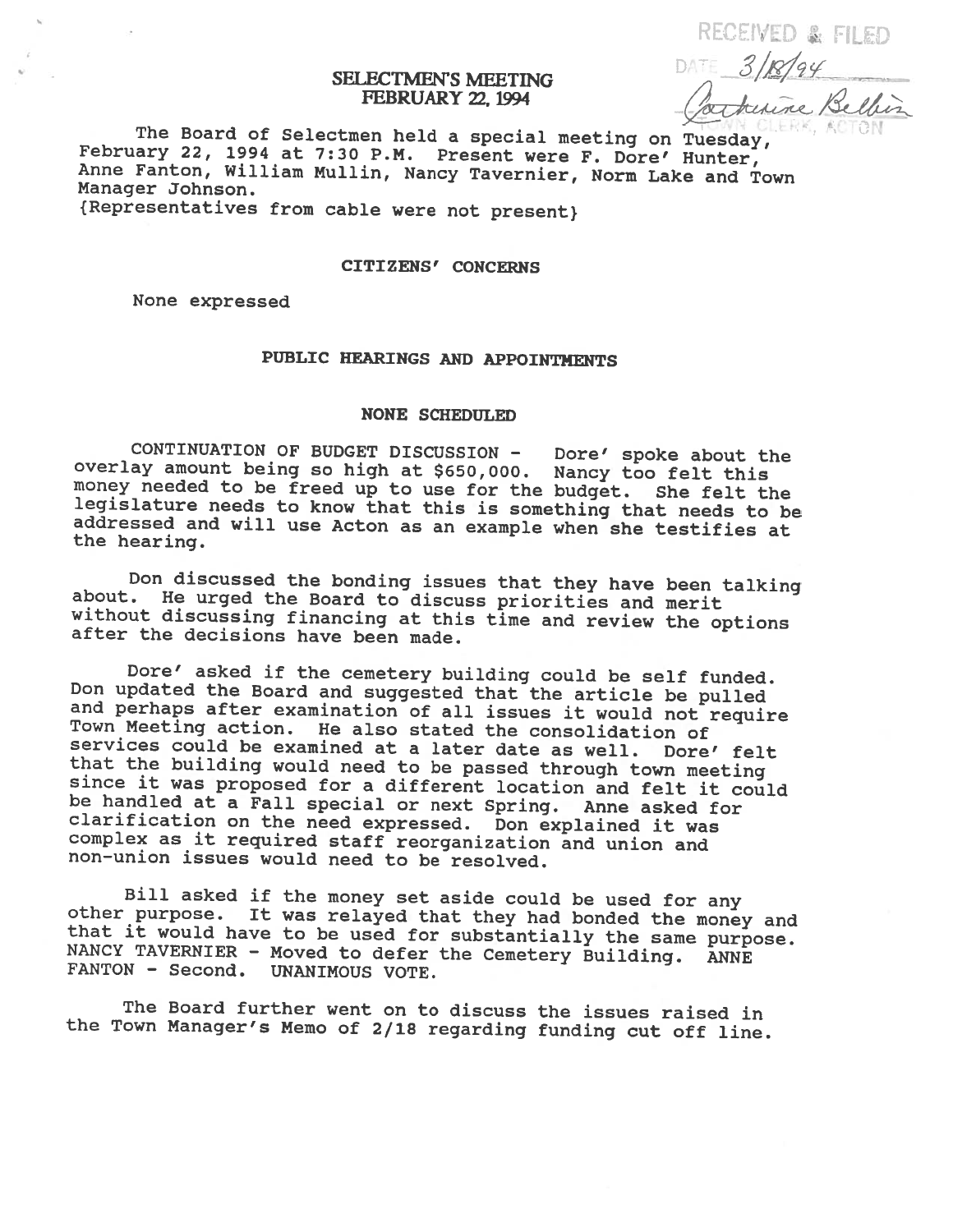RECEIVED & FILED
DATE 3/18/94
Catherine Belbin
TOWN CLERK, ACTON

# SELECTMEN'S MEETING
## FEBRUARY 22, 1994

The Board of Selectmen held a special meeting on Tuesday, February 22, 1994 at 7:30 P.M. Present were F. Dore' Hunter, Anne Fanton, William Mullin, Nancy Tavernier, Norm Lake and Town Manager Johnson.
{Representatives from cable were not present}

### CITIZENS' CONCERNS

None expressed

### PUBLIC HEARINGS AND APPOINTMENTS

### NONE SCHEDULED

CONTINUATION OF BUDGET DISCUSSION - Dore' spoke about the overlay amount being so high at $650,000. Nancy too felt this money needed to be freed up to use for the budget. She felt the legislature needs to know that this is something that needs to be addressed and will use Acton as an example when she testifies at the hearing.

Don discussed the bonding issues that they have been talking about. He urged the Board to discuss priorities and merit without discussing financing at this time and review the options after the decisions have been made.

Dore' asked if the cemetery building could be self funded. Don updated the Board and suggested that the article be pulled and perhaps after examination of all issues it would not require Town Meeting action. He also stated the consolidation of services could be examined at a later date as well. Dore' felt that the building would need to be passed through town meeting since it was proposed for a different location and felt it could be handled at a Fall special or next Spring. Anne asked for clarification on the need expressed. Don explained it was complex as it required staff reorganization and union and non-union issues would need to be resolved.

Bill asked if the money set aside could be used for any other purpose. It was relayed that they had bonded the money and that it would have to be used for substantially the same purpose. NANCY TAVERNIER - Moved to defer the Cemetery Building. ANNE FANTON - Second. UNANIMOUS VOTE.

The Board further went on to discuss the issues raised in the Town Manager's Memo of 2/18 regarding funding cut off line.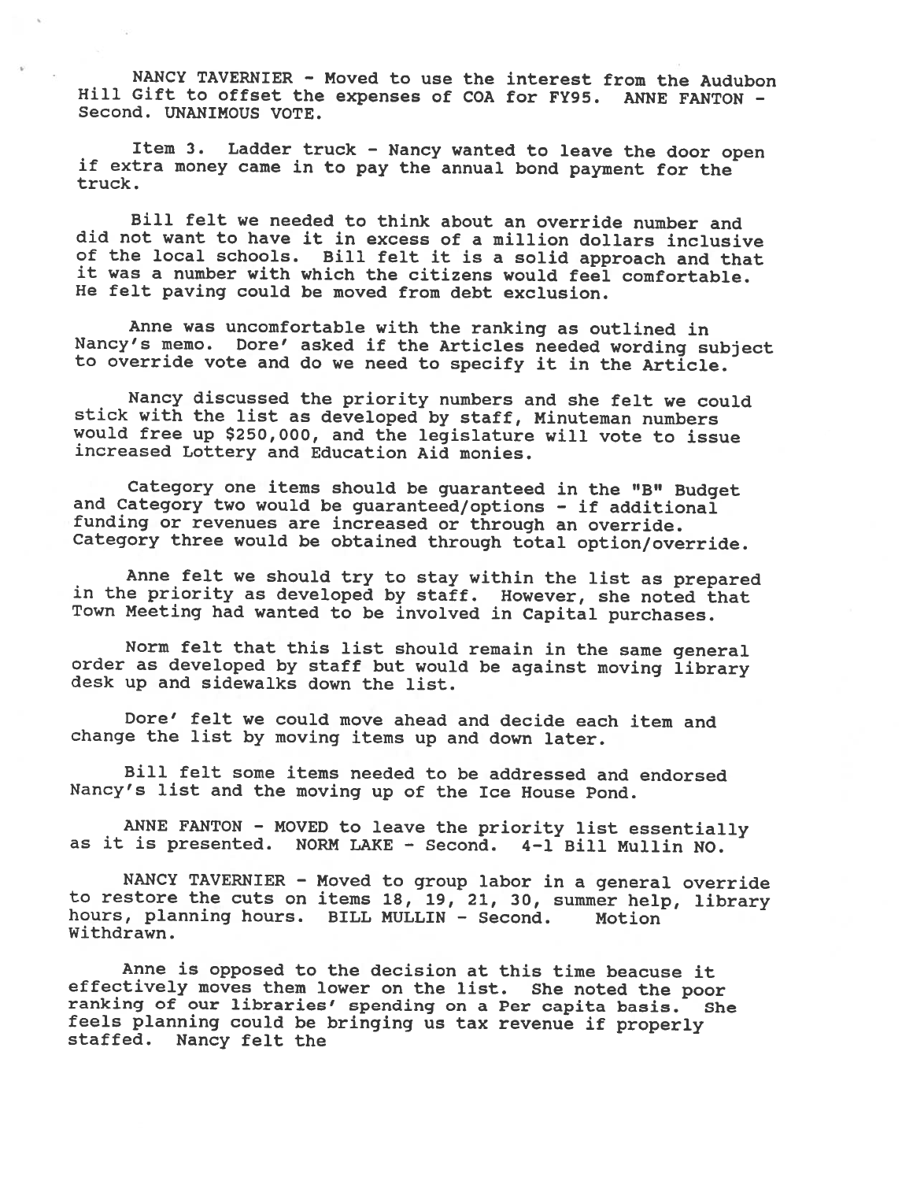NANCY TAVERNIER - Moved to use the interest from the Audubon Hill Gift to offset the expenses of COA for FY95. ANNE FANTON - Second. UNANIMOUS VOTE.

Item 3. Ladder truck - Nancy wanted to leave the door open if extra money came in to pay the annual bond payment for the truck.

Bill felt we needed to think about an override number and did not want to have it in excess of a million dollars inclusive of the local schools. Bill felt it is a solid approach and that it was a number with which the citizens would feel comfortable. He felt paving could be moved from debt exclusion.

Anne was uncomfortable with the ranking as outlined in Nancy's memo. Dore' asked if the Articles needed wording subject to override vote and do we need to specify it in the Article.

Nancy discussed the priority numbers and she felt we could stick with the list as developed by staff, Minuteman numbers would free up $250,000, and the legislature will vote to issue increased Lottery and Education Aid monies.

Category one items should be guaranteed in the "B" Budget and Category two would be guaranteed/options - if additional funding or revenues are increased or through an override. Category three would be obtained through total option/override.

Anne felt we should try to stay within the list as prepared in the priority as developed by staff. However, she noted that Town Meeting had wanted to be involved in Capital purchases.

Norm felt that this list should remain in the same general order as developed by staff but would be against moving library desk up and sidewalks down the list.

Dore' felt we could move ahead and decide each item and change the list by moving items up and down later.

Bill felt some items needed to be addressed and endorsed Nancy's list and the moving up of the Ice House Pond.

ANNE FANTON - MOVED to leave the priority list essentially as it is presented. NORM LAKE - Second. 4-1 Bill Mullin NO.

NANCY TAVERNIER - Moved to group labor in a general override to restore the cuts on items 18, 19, 21, 30, summer help, library hours, planning hours. BILL MULLIN - Second. Motion Withdrawn.

Anne is opposed to the decision at this time beacuse it effectively moves them lower on the list. She noted the poor ranking of our libraries' spending on a Per capita basis. She feels planning could be bringing us tax revenue if properly staffed. Nancy felt the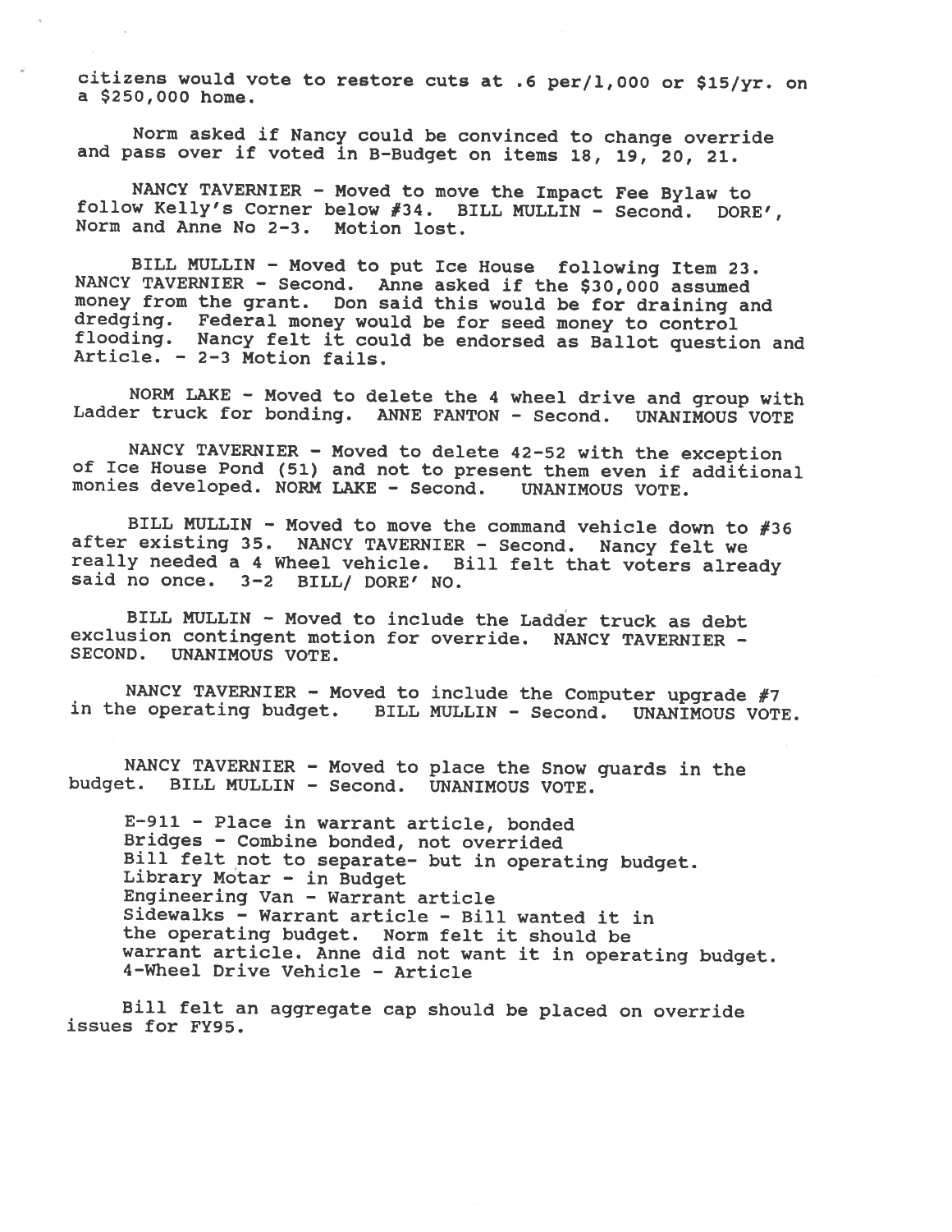citizens would vote to restore cuts at .6 per/1,000 or $15/yr. on a $250,000 home.

Norm asked if Nancy could be convinced to change override and pass over if voted in B-Budget on items 18, 19, 20, 21.

NANCY TAVERNIER - Moved to move the Impact Fee Bylaw to follow Kelly's Corner below #34. BILL MULLIN - Second. DORE', Norm and Anne No 2-3. Motion lost.

BILL MULLIN - Moved to put Ice House following Item 23. NANCY TAVERNIER - Second. Anne asked if the $30,000 assumed money from the grant. Don said this would be for draining and dredging. Federal money would be for seed money to control flooding. Nancy felt it could be endorsed as Ballot question and Article. - 2-3 Motion fails.

NORM LAKE - Moved to delete the 4 wheel drive and group with Ladder truck for bonding. ANNE FANTON - Second. UNANIMOUS VOTE

NANCY TAVERNIER - Moved to delete 42-52 with the exception of Ice House Pond (51) and not to present them even if additional monies developed. NORM LAKE - Second. UNANIMOUS VOTE.

BILL MULLIN - Moved to move the command vehicle down to #36 after existing 35. NANCY TAVERNIER - Second. Nancy felt we really needed a 4 Wheel vehicle. Bill felt that voters already said no once. 3-2 BILL/ DORE' NO.

BILL MULLIN - Moved to include the Ladder truck as debt exclusion contingent motion for override. NANCY TAVERNIER - SECOND. UNANIMOUS VOTE.

NANCY TAVERNIER - Moved to include the Computer upgrade #7 in the operating budget. BILL MULLIN - Second. UNANIMOUS VOTE.

NANCY TAVERNIER - Moved to place the Snow guards in the budget. BILL MULLIN - Second. UNANIMOUS VOTE.

E-911 - Place in warrant article, bonded
Bridges - Combine bonded, not overrided
Bill felt not to separate- but in operating budget.
Library Motar - in Budget
Engineering Van - Warrant article
Sidewalks - Warrant article - Bill wanted it in the operating budget. Norm felt it should be warrant article. Anne did not want it in operating budget.
4-Wheel Drive Vehicle - Article

Bill felt an aggregate cap should be placed on override issues for FY95.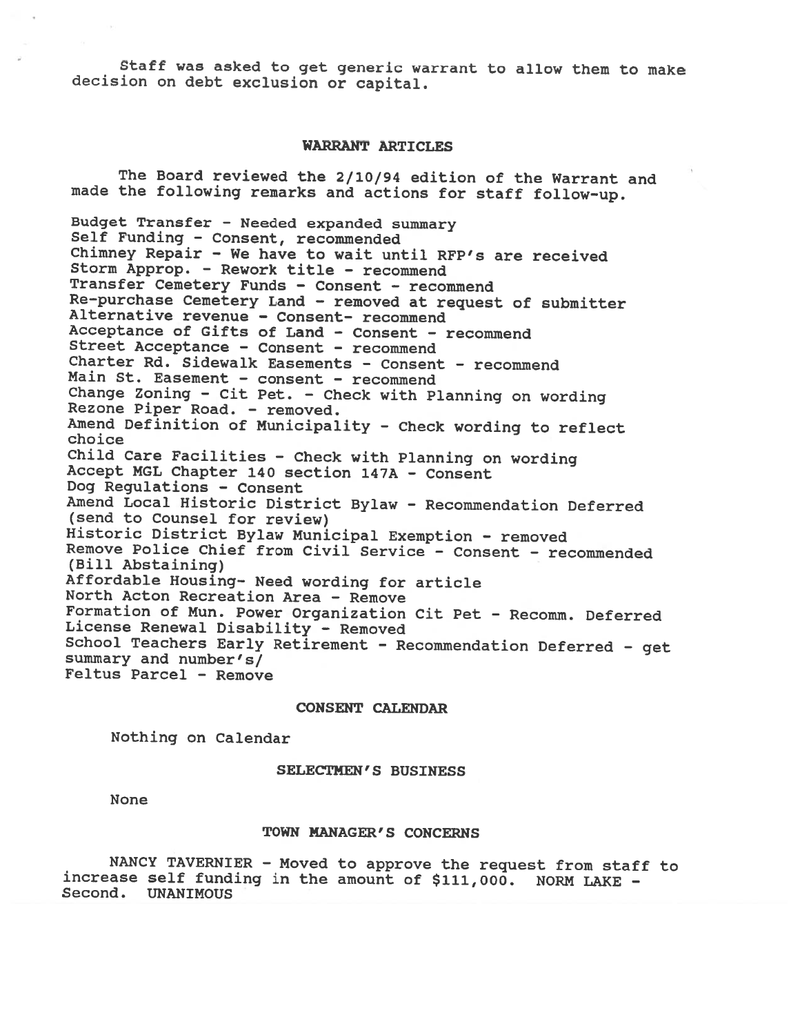Staff was asked to get generic warrant to allow them to make decision on debt exclusion or capital.

## WARRANT ARTICLES

The Board reviewed the 2/10/94 edition of the Warrant and made the following remarks and actions for staff follow-up.

Budget Transfer - Needed expanded summary
Self Funding - Consent, recommended
Chimney Repair - We have to wait until RFP's are received
Storm Approp. - Rework title - recommend
Transfer Cemetery Funds - Consent - recommend
Re-purchase Cemetery Land - removed at request of submitter
Alternative revenue - Consent- recommend
Acceptance of Gifts of Land - Consent - recommend
Street Acceptance - Consent - recommend
Charter Rd. Sidewalk Easements - Consent - recommend
Main St. Easement - consent - recommend
Change Zoning - Cit Pet. - Check with Planning on wording
Rezone Piper Road. - removed.
Amend Definition of Municipality - Check wording to reflect choice
Child Care Facilities - Check with Planning on wording
Accept MGL Chapter 140 section 147A - Consent
Dog Regulations - Consent
Amend Local Historic District Bylaw - Recommendation Deferred (send to Counsel for review)
Historic District Bylaw Municipal Exemption - removed
Remove Police Chief from Civil Service - Consent - recommended (Bill Abstaining)
Affordable Housing- Need wording for article
North Acton Recreation Area - Remove
Formation of Mun. Power Organization Cit Pet - Recomm. Deferred
License Renewal Disability - Removed
School Teachers Early Retirement - Recommendation Deferred - get summary and number's/
Feltus Parcel - Remove

## CONSENT CALENDAR

Nothing on Calendar

## SELECTMEN'S BUSINESS

None

## TOWN MANAGER'S CONCERNS

NANCY TAVERNIER - Moved to approve the request from staff to increase self funding in the amount of $111,000. NORM LAKE - Second. UNANIMOUS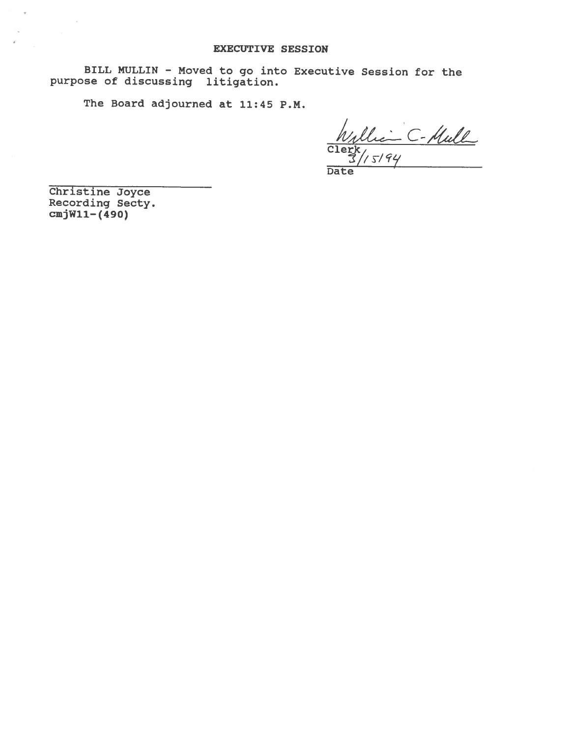## EXECUTIVE SESSION

BILL MULLIN - Moved to go into Executive Session for the purpose of discussing litigation.

The Board adjourned at 11:45 P.M.

William C. Mullin
Clerk
3/15/94
Date

Christine Joyce
Recording Secty.
cmjW11-(490)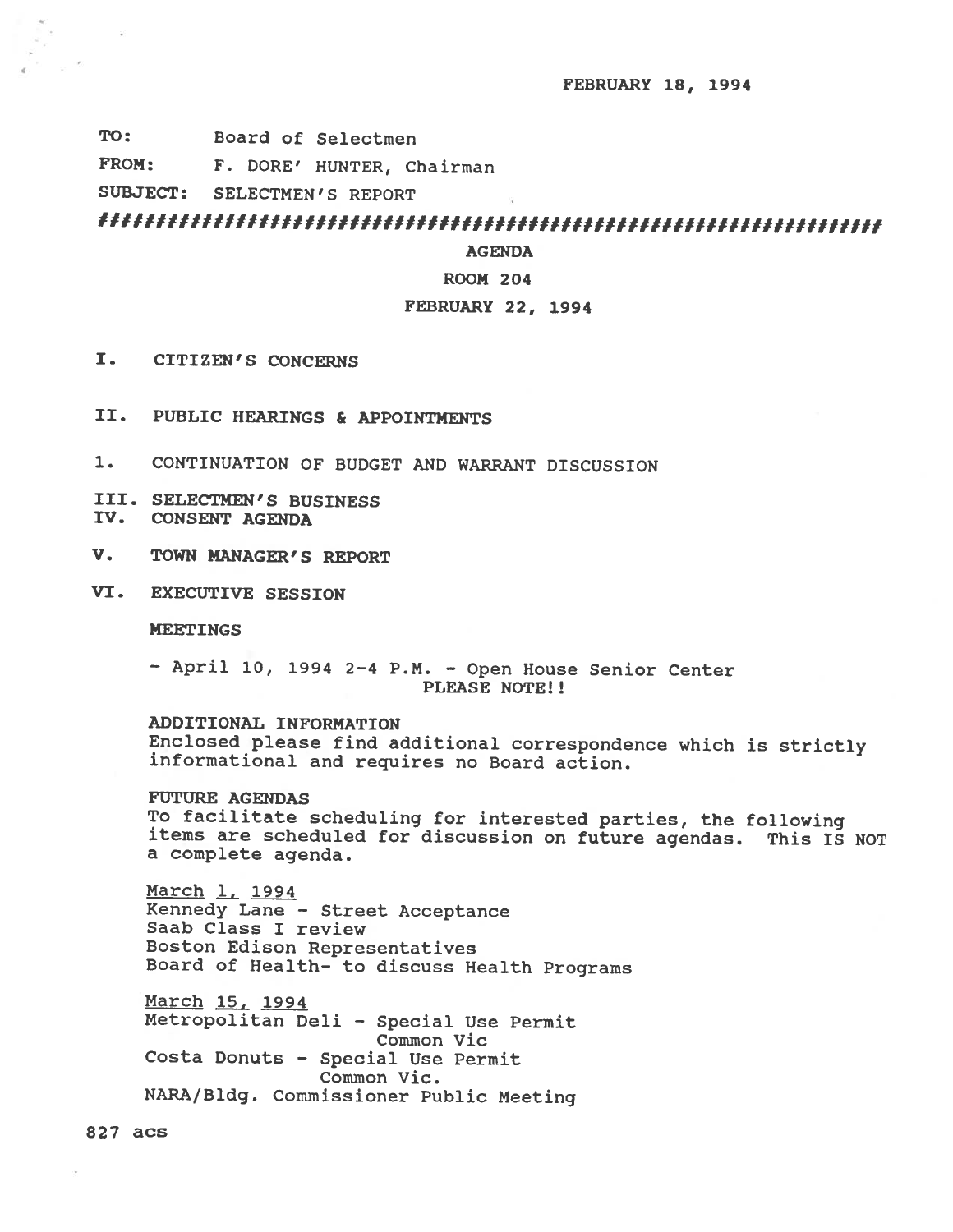FEBRUARY 18, 1994

**TO:** Board of Selectmen

**FROM:** F. DORE' HUNTER, Chairman

**SUBJECT:** SELECTMEN'S REPORT

################################################################

**AGENDA**

**ROOM 204**

**FEBRUARY 22, 1994**

**I. CITIZEN'S CONCERNS**

**II. PUBLIC HEARINGS & APPOINTMENTS**

1. CONTINUATION OF BUDGET AND WARRANT DISCUSSION

**III. SELECTMEN'S BUSINESS**

**IV. CONSENT AGENDA**

**V. TOWN MANAGER'S REPORT**

**VI. EXECUTIVE SESSION**

**MEETINGS**

- April 10, 1994 2-4 P.M. - Open House Senior Center
  **PLEASE NOTE!!**

**ADDITIONAL INFORMATION**
Enclosed please find additional correspondence which is strictly informational and requires no Board action.

**FUTURE AGENDAS**
To facilitate scheduling for interested parties, the following items are scheduled for discussion on future agendas. This IS NOT a complete agenda.

<u>March 1, 1994</u>
Kennedy Lane - Street Acceptance
Saab Class I review
Boston Edison Representatives
Board of Health- to discuss Health Programs

<u>March 15, 1994</u>
Metropolitan Deli - Special Use Permit
Common Vic
Costa Donuts - Special Use Permit
Common Vic.
NARA/Bldg. Commissioner Public Meeting

827 acs